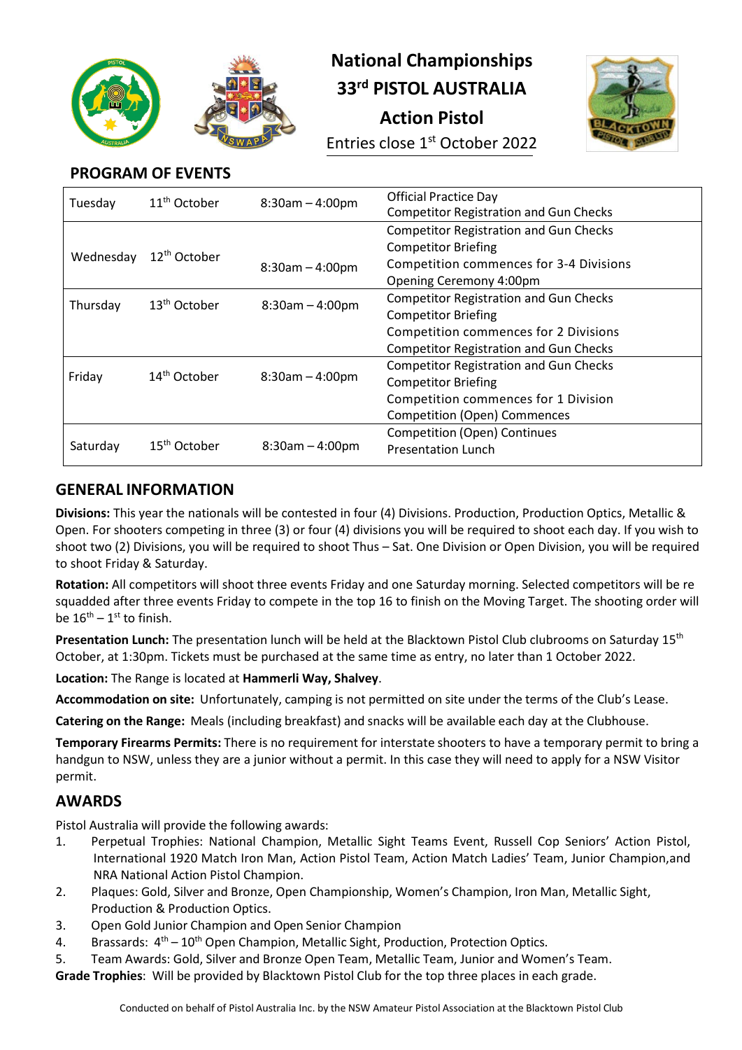# National Championships

# 33rd PISTOL AUSTRALIA

# Action Pistol

Entries close 1st October 2022

## PROGRAM OF EVENTS

| | | | |
|---|---|---|---|
| Tuesday | 11th October | 8:30am – 4:00pm | Official Practice Day<br>Competitor Registration and Gun Checks |
| Wednesday | 12th October | 8:30am – 4:00pm | Competitor Registration and Gun Checks<br>Competitor Briefing<br>Competition commences for 3-4 Divisions<br>Opening Ceremony 4:00pm |
| Thursday | 13th October | 8:30am – 4:00pm | Competitor Registration and Gun Checks<br>Competitor Briefing<br>Competition commences for 2 Divisions<br>Competitor Registration and Gun Checks |
| Friday | 14th October | 8:30am – 4:00pm | Competitor Registration and Gun Checks<br>Competitor Briefing<br>Competition commences for 1 Division<br>Competition (Open) Commences |
| Saturday | 15th October | 8:30am – 4:00pm | Competition (Open) Continues<br>Presentation Lunch |

## GENERAL INFORMATION

**Divisions:** This year the nationals will be contested in four (4) Divisions. Production, Production Optics, Metallic & Open. For shooters competing in three (3) or four (4) divisions you will be required to shoot each day. If you wish to shoot two (2) Divisions, you will be required to shoot Thus – Sat. One Division or Open Division, you will be required to shoot Friday & Saturday.

**Rotation:** All competitors will shoot three events Friday and one Saturday morning. Selected competitors will be re squadded after three events Friday to compete in the top 16 to finish on the Moving Target. The shooting order will be 16th – 1st to finish.

**Presentation Lunch:** The presentation lunch will be held at the Blacktown Pistol Club clubrooms on Saturday 15th October, at 1:30pm. Tickets must be purchased at the same time as entry, no later than 1 October 2022.

**Location:** The Range is located at **Hammerli Way, Shalvey**.

**Accommodation on site:** Unfortunately, camping is not permitted on site under the terms of the Club's Lease.

**Catering on the Range:** Meals (including breakfast) and snacks will be available each day at the Clubhouse.

**Temporary Firearms Permits:** There is no requirement for interstate shooters to have a temporary permit to bring a handgun to NSW, unless they are a junior without a permit. In this case they will need to apply for a NSW Visitor permit.

## AWARDS

Pistol Australia will provide the following awards:

1. Perpetual Trophies: National Champion, Metallic Sight Teams Event, Russell Cop Seniors' Action Pistol, International 1920 Match Iron Man, Action Pistol Team, Action Match Ladies' Team, Junior Champion,and NRA National Action Pistol Champion.
2. Plaques: Gold, Silver and Bronze, Open Championship, Women's Champion, Iron Man, Metallic Sight, Production & Production Optics.
3. Open Gold Junior Champion and Open Senior Champion
4. Brassards: 4th – 10th Open Champion, Metallic Sight, Production, Protection Optics.
5. Team Awards: Gold, Silver and Bronze Open Team, Metallic Team, Junior and Women's Team.

**Grade Trophies**: Will be provided by Blacktown Pistol Club for the top three places in each grade.

Conducted on behalf of Pistol Australia Inc. by the NSW Amateur Pistol Association at the Blacktown Pistol Club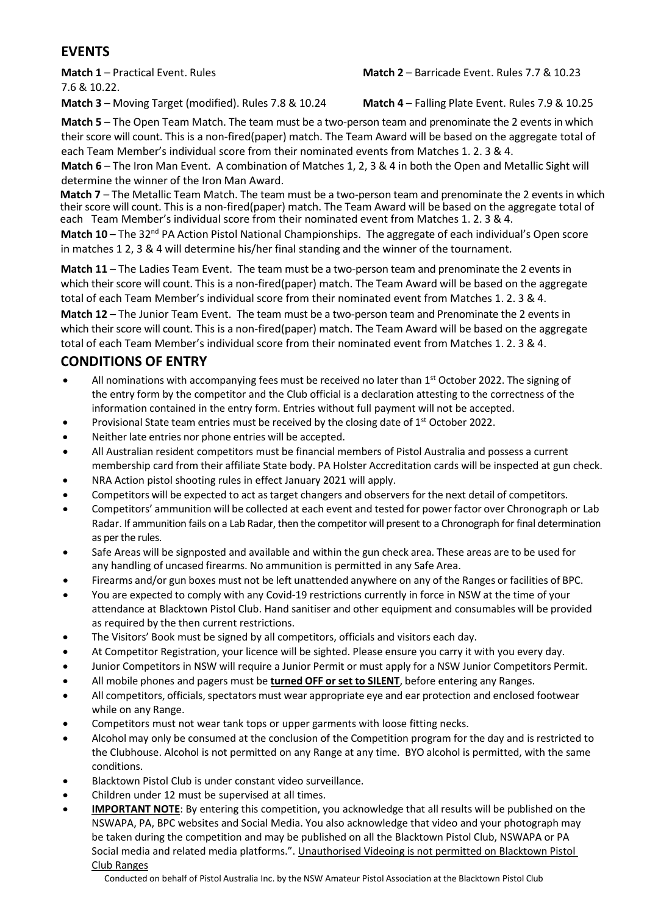## EVENTS

**Match 1** – Practical Event. Rules 7.6 & 10.22.

**Match 2** – Barricade Event. Rules 7.7 & 10.23

**Match 3** – Moving Target (modified). Rules 7.8 & 10.24

**Match 4** – Falling Plate Event. Rules 7.9 & 10.25

**Match 5** – The Open Team Match. The team must be a two-person team and prenominate the 2 events in which their score will count. This is a non-fired(paper) match. The Team Award will be based on the aggregate total of each Team Member's individual score from their nominated events from Matches 1. 2. 3 & 4.

**Match 6** – The Iron Man Event. A combination of Matches 1, 2, 3 & 4 in both the Open and Metallic Sight will determine the winner of the Iron Man Award.

**Match 7** – The Metallic Team Match. The team must be a two-person team and prenominate the 2 events in which their score will count. This is a non-fired(paper) match. The Team Award will be based on the aggregate total of each Team Member's individual score from their nominated event from Matches 1. 2. 3 & 4.

**Match 10** – The 32nd PA Action Pistol National Championships. The aggregate of each individual's Open score in matches 1 2, 3 & 4 will determine his/her final standing and the winner of the tournament.

**Match 11** – The Ladies Team Event. The team must be a two-person team and prenominate the 2 events in which their score will count. This is a non-fired(paper) match. The Team Award will be based on the aggregate total of each Team Member's individual score from their nominated event from Matches 1. 2. 3 & 4.

**Match 12** – The Junior Team Event. The team must be a two-person team and Prenominate the 2 events in which their score will count. This is a non-fired(paper) match. The Team Award will be based on the aggregate total of each Team Member's individual score from their nominated event from Matches 1. 2. 3 & 4.

## CONDITIONS OF ENTRY

- All nominations with accompanying fees must be received no later than 1st October 2022. The signing of the entry form by the competitor and the Club official is a declaration attesting to the correctness of the information contained in the entry form. Entries without full payment will not be accepted.
- Provisional State team entries must be received by the closing date of 1st October 2022.
- Neither late entries nor phone entries will be accepted.
- All Australian resident competitors must be financial members of Pistol Australia and possess a current membership card from their affiliate State body. PA Holster Accreditation cards will be inspected at gun check.
- NRA Action pistol shooting rules in effect January 2021 will apply.
- Competitors will be expected to act as target changers and observers for the next detail of competitors.
- Competitors' ammunition will be collected at each event and tested for power factor over Chronograph or Lab Radar. If ammunition fails on a Lab Radar, then the competitor will present to a Chronograph for final determination as per the rules.
- Safe Areas will be signposted and available and within the gun check area. These areas are to be used for any handling of uncased firearms. No ammunition is permitted in any Safe Area.
- Firearms and/or gun boxes must not be left unattended anywhere on any of the Ranges or facilities of BPC.
- You are expected to comply with any Covid-19 restrictions currently in force in NSW at the time of your attendance at Blacktown Pistol Club. Hand sanitiser and other equipment and consumables will be provided as required by the then current restrictions.
- The Visitors' Book must be signed by all competitors, officials and visitors each day.
- At Competitor Registration, your licence will be sighted. Please ensure you carry it with you every day.
- Junior Competitors in NSW will require a Junior Permit or must apply for a NSW Junior Competitors Permit.
- All mobile phones and pagers must be **turned OFF or set to SILENT**, before entering any Ranges.
- All competitors, officials, spectators must wear appropriate eye and ear protection and enclosed footwear while on any Range.
- Competitors must not wear tank tops or upper garments with loose fitting necks.
- Alcohol may only be consumed at the conclusion of the Competition program for the day and is restricted to the Clubhouse. Alcohol is not permitted on any Range at any time. BYO alcohol is permitted, with the same conditions.
- Blacktown Pistol Club is under constant video surveillance.
- Children under 12 must be supervised at all times.
- **IMPORTANT NOTE**: By entering this competition, you acknowledge that all results will be published on the NSWAPA, PA, BPC websites and Social Media. You also acknowledge that video and your photograph may be taken during the competition and may be published on all the Blacktown Pistol Club, NSWAPA or PA Social media and related media platforms.". Unauthorised Videoing is not permitted on Blacktown Pistol Club Ranges

Conducted on behalf of Pistol Australia Inc. by the NSW Amateur Pistol Association at the Blacktown Pistol Club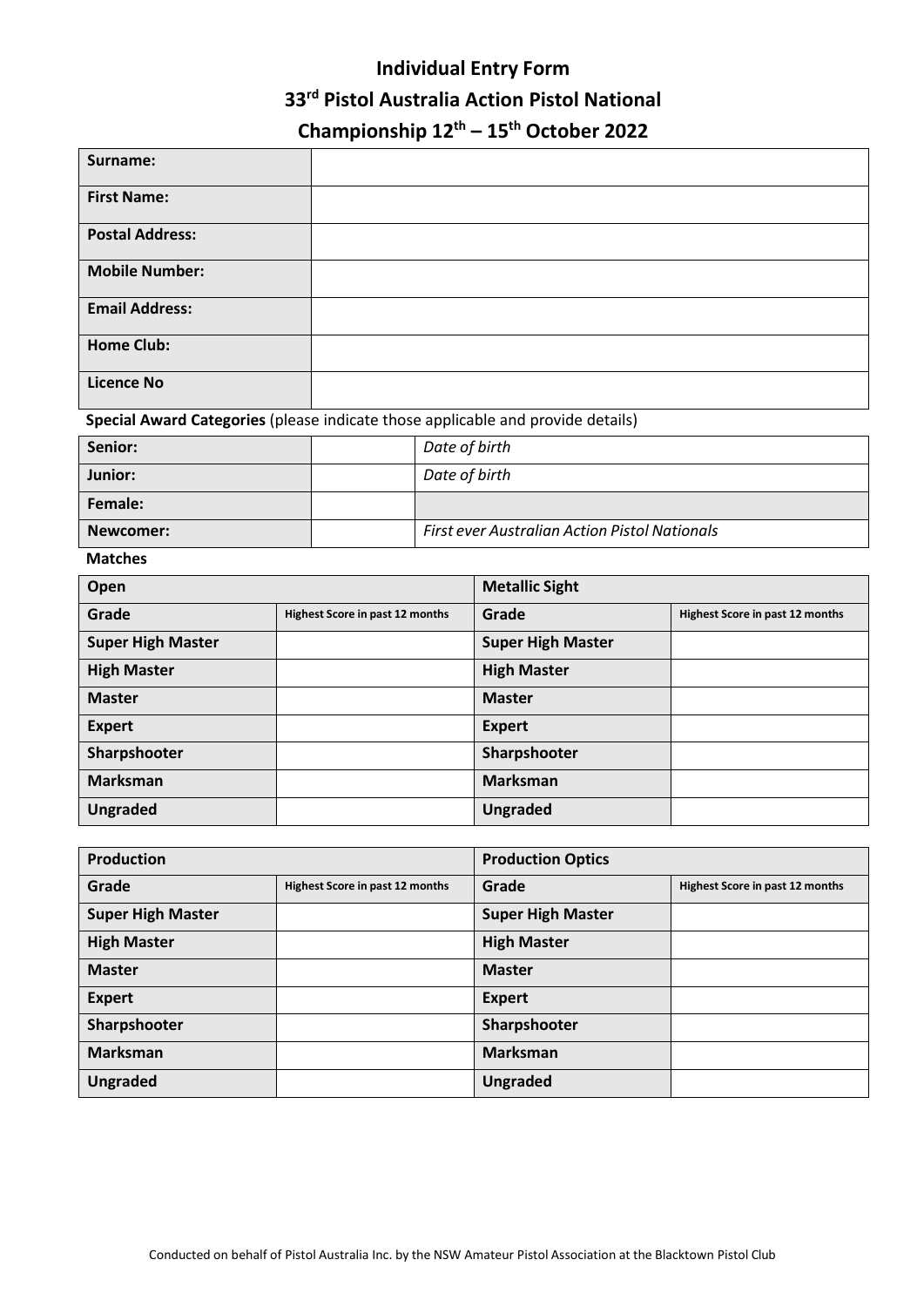# Individual Entry Form

# 33rd Pistol Australia Action Pistol National Championship 12th – 15th October 2022

| **Surname:** | |
|---|---|
| **First Name:** | |
| **Postal Address:** | |
| **Mobile Number:** | |
| **Email Address:** | |
| **Home Club:** | |
| **Licence No** | |

**Special Award Categories** (please indicate those applicable and provide details)

| | | |
|---|---|---|
| **Senior:** | | *Date of birth* |
| **Junior:** | | *Date of birth* |
| **Female:** | | |
| **Newcomer:** | | *First ever Australian Action Pistol Nationals* |

**Matches**

| **Open** | | **Metallic Sight** | |
|---|---|---|---|
| **Grade** | **Highest Score in past 12 months** | **Grade** | **Highest Score in past 12 months** |
| **Super High Master** | | **Super High Master** | |
| **High Master** | | **High Master** | |
| **Master** | | **Master** | |
| **Expert** | | **Expert** | |
| **Sharpshooter** | | **Sharpshooter** | |
| **Marksman** | | **Marksman** | |
| **Ungraded** | | **Ungraded** | |

| **Production** | | **Production Optics** | |
|---|---|---|---|
| **Grade** | **Highest Score in past 12 months** | **Grade** | **Highest Score in past 12 months** |
| **Super High Master** | | **Super High Master** | |
| **High Master** | | **High Master** | |
| **Master** | | **Master** | |
| **Expert** | | **Expert** | |
| **Sharpshooter** | | **Sharpshooter** | |
| **Marksman** | | **Marksman** | |
| **Ungraded** | | **Ungraded** | |

Conducted on behalf of Pistol Australia Inc. by the NSW Amateur Pistol Association at the Blacktown Pistol Club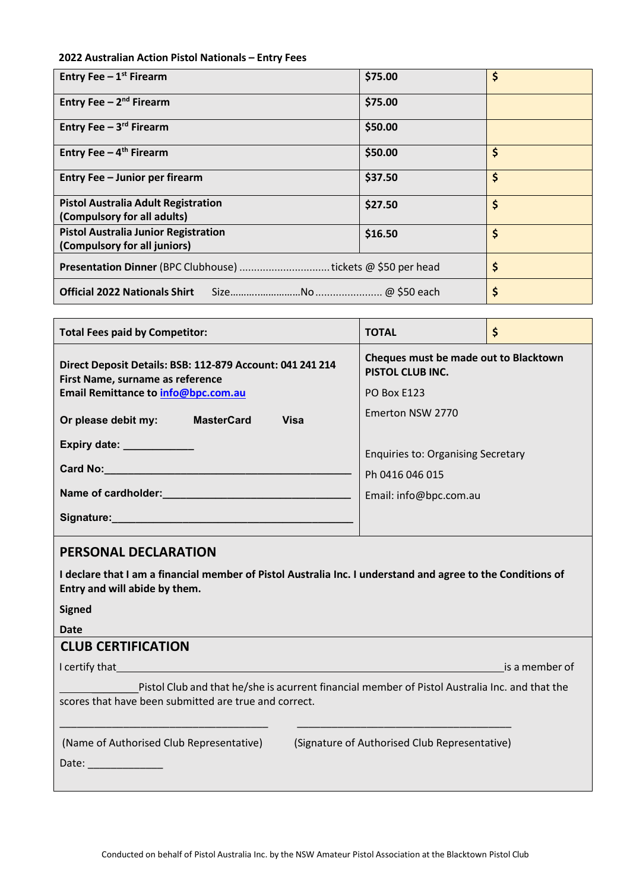**2022 Australian Action Pistol Nationals – Entry Fees**

| | | |
|---|---|---|
| **Entry Fee – 1st Firearm** | **$75.00** | **$** |
| **Entry Fee – 2nd Firearm** | **$75.00** | |
| **Entry Fee – 3rd Firearm** | **$50.00** | |
| **Entry Fee – 4th Firearm** | **$50.00** | **$** |
| **Entry Fee – Junior per firearm** | **$37.50** | **$** |
| **Pistol Australia Adult Registration (Compulsory for all adults)** | **$27.50** | **$** |
| **Pistol Australia Junior Registration (Compulsory for all juniors)** | **$16.50** | **$** |
| **Presentation Dinner** (BPC Clubhouse) ............................... tickets @ $50 per head | | **$** |
| **Official 2022 Nationals Shirt** Size.........................No ....................... @ $50 each | | **$** |

| | | |
|---|---|---|
| **Total Fees paid by Competitor:** | **TOTAL** | **$** |

**Direct Deposit Details: BSB: 112-879 Account: 041 241 214**
**First Name, surname as reference**
**Email Remittance to info@bpc.com.au**

**Or please debit my:** **MasterCard** **Visa**

**Expiry date:** ____________

**Card No:**____________________________________________

**Name of cardholder:**________________________________

**Signature:**__________________________________________

**Cheques must be made out to Blacktown PISTOL CLUB INC.**

PO Box E123

Emerton NSW 2770

Enquiries to: Organising Secretary

Ph 0416 046 015

Email: info@bpc.com.au

## PERSONAL DECLARATION

**I declare that I am a financial member of Pistol Australia Inc. I understand and agree to the Conditions of Entry and will abide by them.**

**Signed**

**Date**

## CLUB CERTIFICATION

I certify that__________________________________________________________________is a member of

______________Pistol Club and that he/she is acurrent financial member of Pistol Australia Inc. and that the scores that have been submitted are true and correct.

_____________________________________ _____________________________________

(Name of Authorised Club Representative) (Signature of Authorised Club Representative)

Date: _____________

Conducted on behalf of Pistol Australia Inc. by the NSW Amateur Pistol Association at the Blacktown Pistol Club